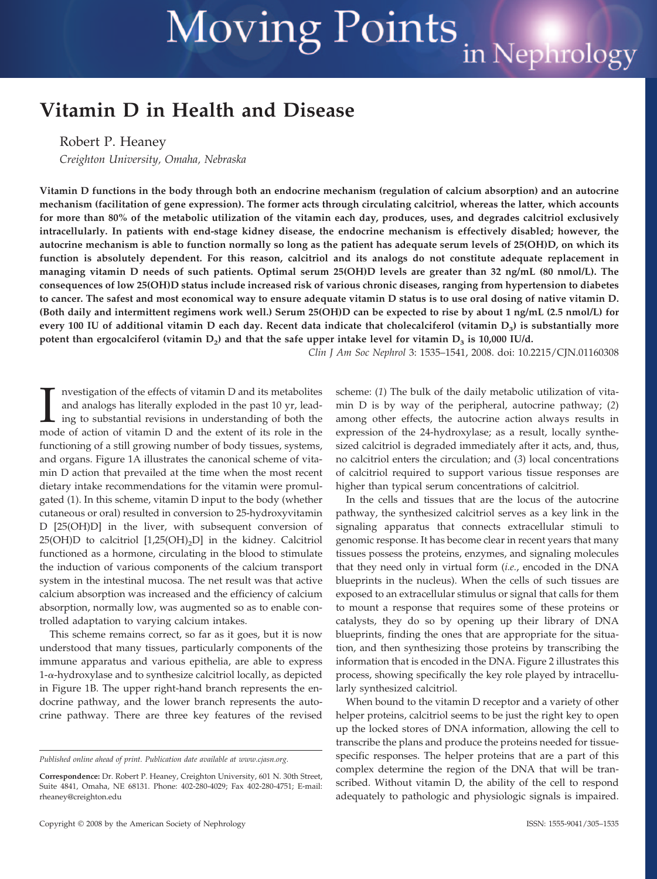# Vitamin D in Health and Disease

Robert P. Heaney

*Creighton University, Omaha, Nebraska*

**Vitamin D functions in the body through both an endocrine mechanism (regulation of calcium absorption) and an autocrine mechanism (facilitation of gene expression). The former acts through circulating calcitriol, whereas the latter, which accounts for more than 80% of the metabolic utilization of the vitamin each day, produces, uses, and degrades calcitriol exclusively intracellularly. In patients with end-stage kidney disease, the endocrine mechanism is effectively disabled; however, the autocrine mechanism is able to function normally so long as the patient has adequate serum levels of 25(OH)D, on which its function is absolutely dependent. For this reason, calcitriol and its analogs do not constitute adequate replacement in managing vitamin D needs of such patients. Optimal serum 25(OH)D levels are greater than 32 ng/mL (80 nmol/L). The consequences of low 25(OH)D status include increased risk of various chronic diseases, ranging from hypertension to diabetes to cancer. The safest and most economical way to ensure adequate vitamin D status is to use oral dosing of native vitamin D. (Both daily and intermittent regimens work well.) Serum 25(OH)D can be expected to rise by about 1 ng/mL (2.5 nmol/L) for every 100 IU of additional vitamin D each day. Recent data indicate that cholecalciferol (vitamin $D_3$) is substantially more potent than ergocalciferol (vitamin $D_2$) and that the safe upper intake level for vitamin $D_3$ is 10,000 IU/d.**

*Clin J Am Soc Nephrol* 3: 1535–1541, 2008. doi: 10.2215/CJN.01160308

Investigation of the effects of vitamin D and its metabolites and analogs has literally exploded in the past 10 yr, leading to substantial revisions in understanding of both the mode of action of vitamin D and the extent of its role in the functioning of a still growing number of body tissues, systems, and organs. Figure 1A illustrates the canonical scheme of vitamin D action that prevailed at the time when the most recent dietary intake recommendations for the vitamin were promulgated (1). In this scheme, vitamin D input to the body (whether cutaneous or oral) resulted in conversion to 25-hydroxyvitamin D [25(OH)D] in the liver, with subsequent conversion of 25(OH)D to calcitriol [$1,25(OH)_2D$] in the kidney. Calcitriol functioned as a hormone, circulating in the blood to stimulate the induction of various components of the calcium transport system in the intestinal mucosa. The net result was that active calcium absorption was increased and the efficiency of calcium absorption, normally low, was augmented so as to enable controlled adaptation to varying calcium intakes.

This scheme remains correct, so far as it goes, but it is now understood that many tissues, particularly components of the immune apparatus and various epithelia, are able to express 1-α-hydroxylase and to synthesize calcitriol locally, as depicted in Figure 1B. The upper right-hand branch represents the endocrine pathway, and the lower branch represents the autocrine pathway. There are three key features of the revised scheme: (*1*) The bulk of the daily metabolic utilization of vitamin D is by way of the peripheral, autocrine pathway; (*2*) among other effects, the autocrine action always results in expression of the 24-hydroxylase; as a result, locally synthesized calcitriol is degraded immediately after it acts, and, thus, no calcitriol enters the circulation; and (*3*) local concentrations of calcitriol required to support various tissue responses are higher than typical serum concentrations of calcitriol.

In the cells and tissues that are the locus of the autocrine pathway, the synthesized calcitriol serves as a key link in the signaling apparatus that connects extracellular stimuli to genomic response. It has become clear in recent years that many tissues possess the proteins, enzymes, and signaling molecules that they need only in virtual form (*i.e.*, encoded in the DNA blueprints in the nucleus). When the cells of such tissues are exposed to an extracellular stimulus or signal that calls for them to mount a response that requires some of these proteins or catalysts, they do so by opening up their library of DNA blueprints, finding the ones that are appropriate for the situation, and then synthesizing those proteins by transcribing the information that is encoded in the DNA. Figure 2 illustrates this process, showing specifically the key role played by intracellularly synthesized calcitriol.

When bound to the vitamin D receptor and a variety of other helper proteins, calcitriol seems to be just the right key to open up the locked stores of DNA information, allowing the cell to transcribe the plans and produce the proteins needed for tissue-specific responses. The helper proteins that are a part of this complex determine the region of the DNA that will be transcribed. Without vitamin D, the ability of the cell to respond adequately to pathologic and physiologic signals is impaired.

*Published online ahead of print. Publication date available at www.cjasn.org.*

**Correspondence:** Dr. Robert P. Heaney, Creighton University, 601 N. 30th Street, Suite 4841, Omaha, NE 68131. Phone: 402-280-4029; Fax 402-280-4751; E-mail: rheaney@creighton.edu

Copyright © 2008 by the American Society of Nephrology

ISSN: 1555-9041/305–1535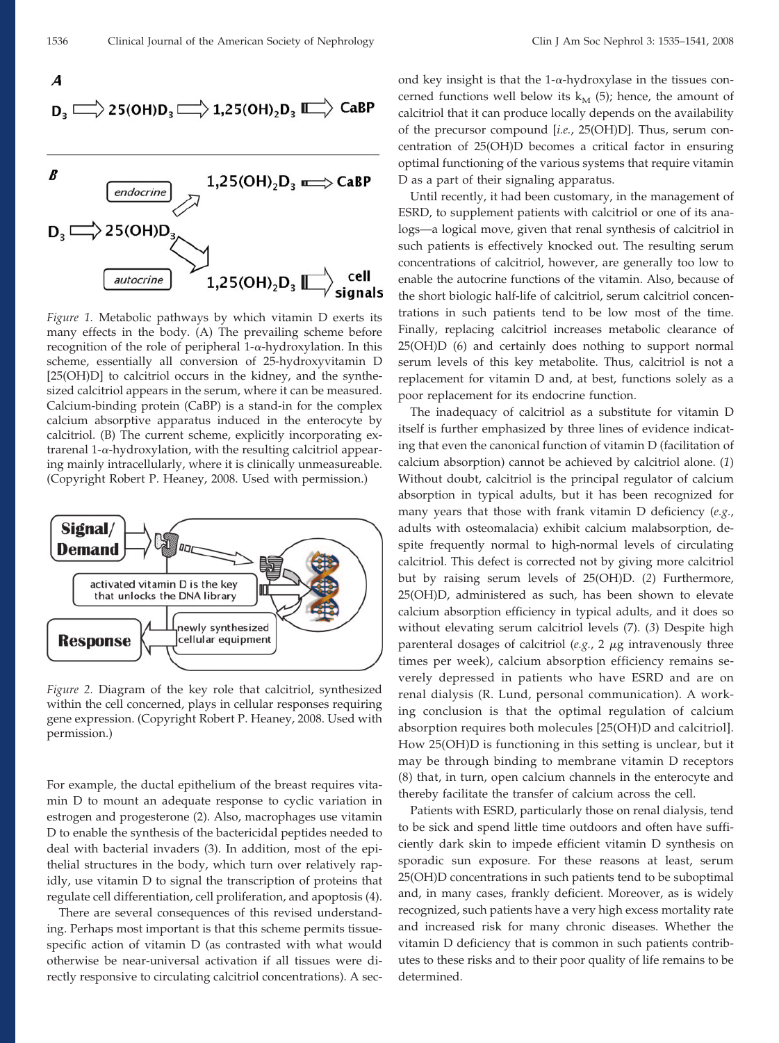*Figure 1.* Metabolic pathways by which vitamin D exerts its many effects in the body. (A) The prevailing scheme before recognition of the role of peripheral 1-α-hydroxylation. In this scheme, essentially all conversion of 25-hydroxyvitamin D [25(OH)D] to calcitriol occurs in the kidney, and the synthesized calcitriol appears in the serum, where it can be measured. Calcium-binding protein (CaBP) is a stand-in for the complex calcium absorptive apparatus induced in the enterocyte by calcitriol. (B) The current scheme, explicitly incorporating extrarenal 1-α-hydroxylation, with the resulting calcitriol appearing mainly intracellularly, where it is clinically unmeasureable. (Copyright Robert P. Heaney, 2008. Used with permission.)

*Figure 2.* Diagram of the key role that calcitriol, synthesized within the cell concerned, plays in cellular responses requiring gene expression. (Copyright Robert P. Heaney, 2008. Used with permission.)

For example, the ductal epithelium of the breast requires vitamin D to mount an adequate response to cyclic variation in estrogen and progesterone (2). Also, macrophages use vitamin D to enable the synthesis of the bactericidal peptides needed to deal with bacterial invaders (3). In addition, most of the epithelial structures in the body, which turn over relatively rapidly, use vitamin D to signal the transcription of proteins that regulate cell differentiation, cell proliferation, and apoptosis (4).

There are several consequences of this revised understanding. Perhaps most important is that this scheme permits tissue-specific action of vitamin D (as contrasted with what would otherwise be near-universal activation if all tissues were directly responsive to circulating calcitriol concentrations). A second key insight is that the 1-α-hydroxylase in the tissues concerned functions well below its $k_M$ (5); hence, the amount of calcitriol that it can produce locally depends on the availability of the precursor compound [*i.e.*, 25(OH)D]. Thus, serum concentration of 25(OH)D becomes a critical factor in ensuring optimal functioning of the various systems that require vitamin D as a part of their signaling apparatus.

Until recently, it had been customary, in the management of ESRD, to supplement patients with calcitriol or one of its analogs—a logical move, given that renal synthesis of calcitriol in such patients is effectively knocked out. The resulting serum concentrations of calcitriol, however, are generally too low to enable the autocrine functions of the vitamin. Also, because of the short biologic half-life of calcitriol, serum calcitriol concentrations in such patients tend to be low most of the time. Finally, replacing calcitriol increases metabolic clearance of 25(OH)D (6) and certainly does nothing to support normal serum levels of this key metabolite. Thus, calcitriol is not a replacement for vitamin D and, at best, functions solely as a poor replacement for its endocrine function.

The inadequacy of calcitriol as a substitute for vitamin D itself is further emphasized by three lines of evidence indicating that even the canonical function of vitamin D (facilitation of calcium absorption) cannot be achieved by calcitriol alone. (*1*) Without doubt, calcitriol is the principal regulator of calcium absorption in typical adults, but it has been recognized for many years that those with frank vitamin D deficiency (*e.g.*, adults with osteomalacia) exhibit calcium malabsorption, despite frequently normal to high-normal levels of circulating calcitriol. This defect is corrected not by giving more calcitriol but by raising serum levels of 25(OH)D. (*2*) Furthermore, 25(OH)D, administered as such, has been shown to elevate calcium absorption efficiency in typical adults, and it does so without elevating serum calcitriol levels (7). (*3*) Despite high parenteral dosages of calcitriol (*e.g.*, 2 μg intravenously three times per week), calcium absorption efficiency remains severely depressed in patients who have ESRD and are on renal dialysis (R. Lund, personal communication). A working conclusion is that the optimal regulation of calcium absorption requires both molecules [25(OH)D and calcitriol]. How 25(OH)D is functioning in this setting is unclear, but it may be through binding to membrane vitamin D receptors (8) that, in turn, open calcium channels in the enterocyte and thereby facilitate the transfer of calcium across the cell.

Patients with ESRD, particularly those on renal dialysis, tend to be sick and spend little time outdoors and often have sufficiently dark skin to impede efficient vitamin D synthesis on sporadic sun exposure. For these reasons at least, serum 25(OH)D concentrations in such patients tend to be suboptimal and, in many cases, frankly deficient. Moreover, as is widely recognized, such patients have a very high excess mortality rate and increased risk for many chronic diseases. Whether the vitamin D deficiency that is common in such patients contributes to these risks and to their poor quality of life remains to be determined.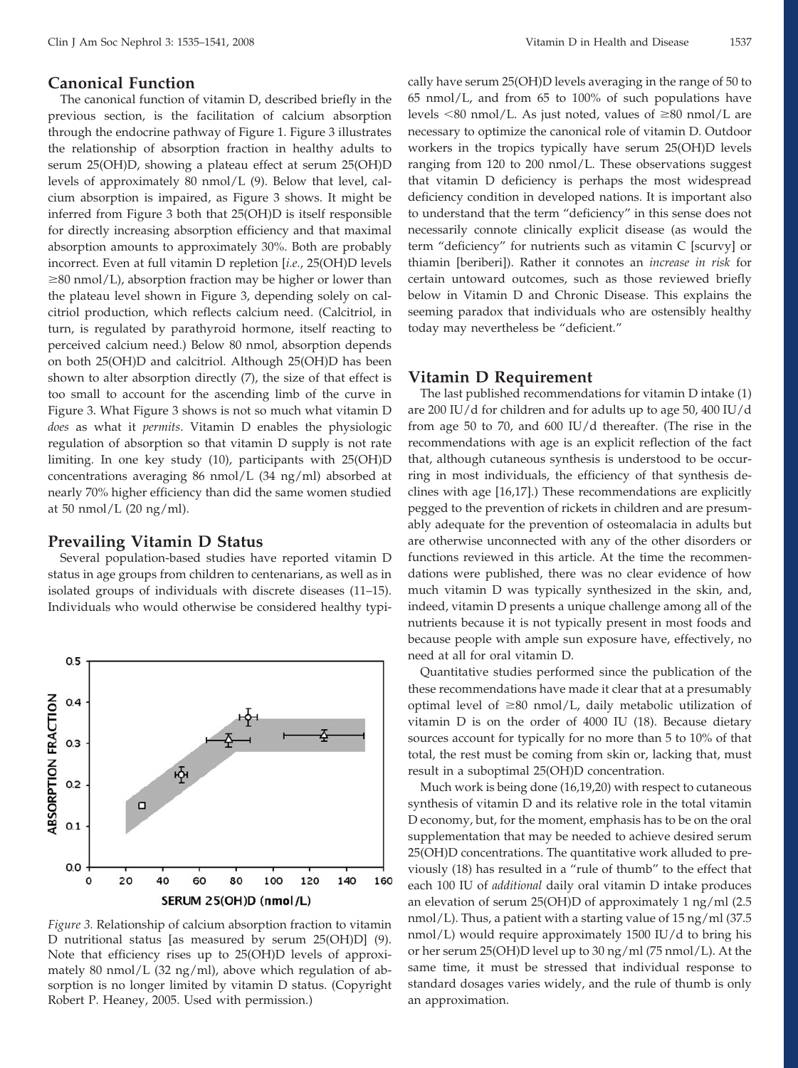## Canonical Function

The canonical function of vitamin D, described briefly in the previous section, is the facilitation of calcium absorption through the endocrine pathway of Figure 1. Figure 3 illustrates the relationship of absorption fraction in healthy adults to serum 25(OH)D, showing a plateau effect at serum 25(OH)D levels of approximately 80 nmol/L (9). Below that level, calcium absorption is impaired, as Figure 3 shows. It might be inferred from Figure 3 both that 25(OH)D is itself responsible for directly increasing absorption efficiency and that maximal absorption amounts to approximately 30%. Both are probably incorrect. Even at full vitamin D repletion [*i.e.*, 25(OH)D levels ≥80 nmol/L), absorption fraction may be higher or lower than the plateau level shown in Figure 3, depending solely on calcitriol production, which reflects calcium need. (Calcitriol, in turn, is regulated by parathyroid hormone, itself reacting to perceived calcium need.) Below 80 nmol, absorption depends on both 25(OH)D and calcitriol. Although 25(OH)D has been shown to alter absorption directly (7), the size of that effect is too small to account for the ascending limb of the curve in Figure 3. What Figure 3 shows is not so much what vitamin D *does* as what it *permits*. Vitamin D enables the physiologic regulation of absorption so that vitamin D supply is not rate limiting. In one key study (10), participants with 25(OH)D concentrations averaging 86 nmol/L (34 ng/ml) absorbed at nearly 70% higher efficiency than did the same women studied at 50 nmol/L (20 ng/ml).

## Prevailing Vitamin D Status

Several population-based studies have reported vitamin D status in age groups from children to centenarians, as well as in isolated groups of individuals with discrete diseases (11–15). Individuals who would otherwise be considered healthy typically have serum 25(OH)D levels averaging in the range of 50 to 65 nmol/L, and from 65 to 100% of such populations have levels <80 nmol/L. As just noted, values of ≥80 nmol/L are necessary to optimize the canonical role of vitamin D. Outdoor workers in the tropics typically have serum 25(OH)D levels ranging from 120 to 200 nmol/L. These observations suggest that vitamin D deficiency is perhaps the most widespread deficiency condition in developed nations. It is important also to understand that the term "deficiency" in this sense does not necessarily connote clinically explicit disease (as would the term "deficiency" for nutrients such as vitamin C [scurvy] or thiamin [beriberi]). Rather it connotes an *increase in risk* for certain untoward outcomes, such as those reviewed briefly below in Vitamin D and Chronic Disease. This explains the seeming paradox that individuals who are ostensibly healthy today may nevertheless be "deficient."

*Figure 3.* Relationship of calcium absorption fraction to vitamin D nutritional status [as measured by serum 25(OH)D] (9). Note that efficiency rises up to 25(OH)D levels of approximately 80 nmol/L (32 ng/ml), above which regulation of absorption is no longer limited by vitamin D status. (Copyright Robert P. Heaney, 2005. Used with permission.)

## Vitamin D Requirement

The last published recommendations for vitamin D intake (1) are 200 IU/d for children and for adults up to age 50, 400 IU/d from age 50 to 70, and 600 IU/d thereafter. (The rise in the recommendations with age is an explicit reflection of the fact that, although cutaneous synthesis is understood to be occurring in most individuals, the efficiency of that synthesis declines with age [16,17].) These recommendations are explicitly pegged to the prevention of rickets in children and are presumably adequate for the prevention of osteomalacia in adults but are otherwise unconnected with any of the other disorders or functions reviewed in this article. At the time the recommendations were published, there was no clear evidence of how much vitamin D was typically synthesized in the skin, and, indeed, vitamin D presents a unique challenge among all of the nutrients because it is not typically present in most foods and because people with ample sun exposure have, effectively, no need at all for oral vitamin D.

Quantitative studies performed since the publication of the these recommendations have made it clear that at a presumably optimal level of ≥80 nmol/L, daily metabolic utilization of vitamin D is on the order of 4000 IU (18). Because dietary sources account for typically for no more than 5 to 10% of that total, the rest must be coming from skin or, lacking that, must result in a suboptimal 25(OH)D concentration.

Much work is being done (16,19,20) with respect to cutaneous synthesis of vitamin D and its relative role in the total vitamin D economy, but, for the moment, emphasis has to be on the oral supplementation that may be needed to achieve desired serum 25(OH)D concentrations. The quantitative work alluded to previously (18) has resulted in a "rule of thumb" to the effect that each 100 IU of *additional* daily oral vitamin D intake produces an elevation of serum 25(OH)D of approximately 1 ng/ml (2.5 nmol/L). Thus, a patient with a starting value of 15 ng/ml (37.5 nmol/L) would require approximately 1500 IU/d to bring his or her serum 25(OH)D level up to 30 ng/ml (75 nmol/L). At the same time, it must be stressed that individual response to standard dosages varies widely, and the rule of thumb is only an approximation.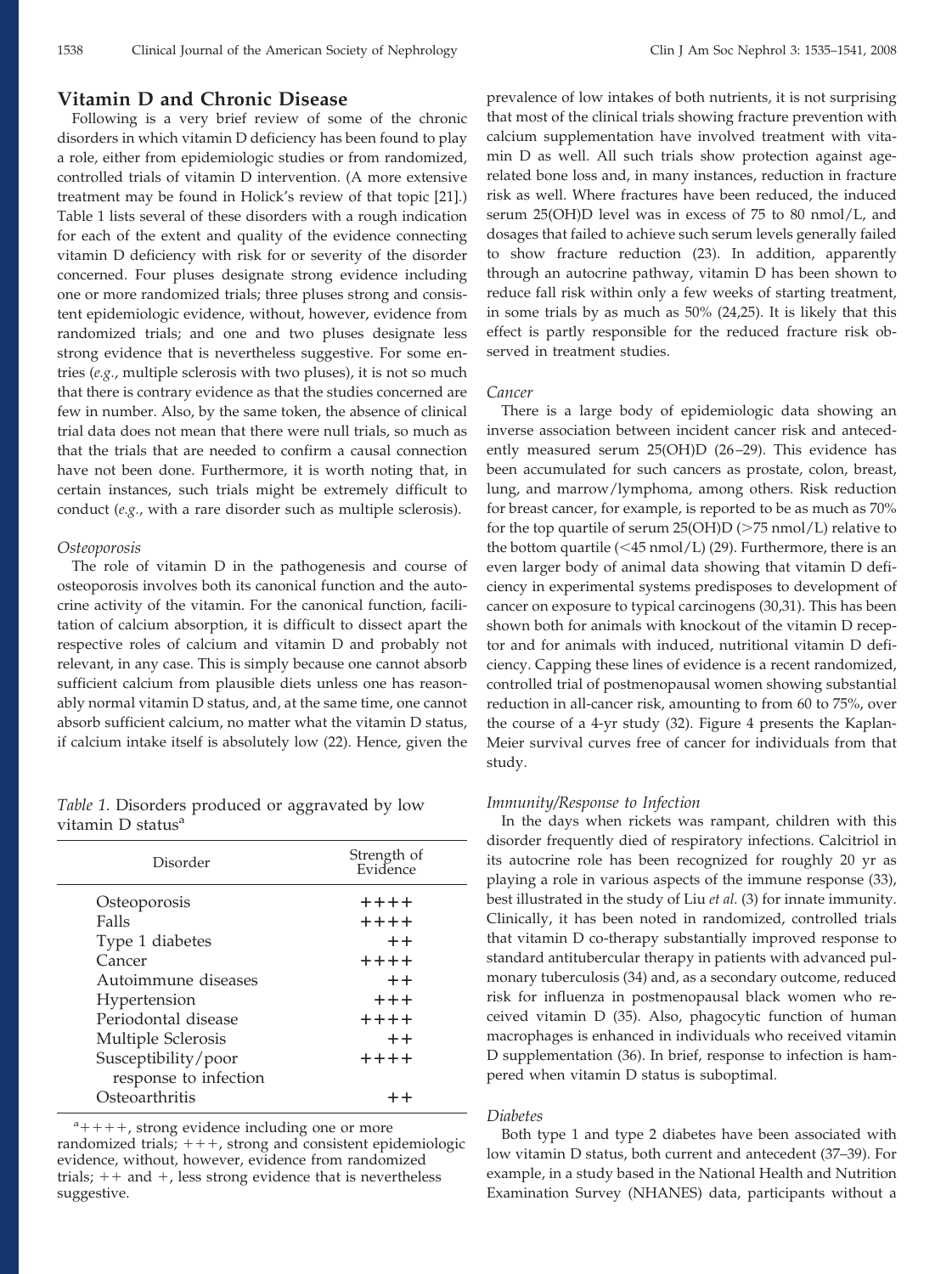## Vitamin D and Chronic Disease

Following is a very brief review of some of the chronic disorders in which vitamin D deficiency has been found to play a role, either from epidemiologic studies or from randomized, controlled trials of vitamin D intervention. (A more extensive treatment may be found in Holick's review of that topic [21].) Table 1 lists several of these disorders with a rough indication for each of the extent and quality of the evidence connecting vitamin D deficiency with risk for or severity of the disorder concerned. Four pluses designate strong evidence including one or more randomized trials; three pluses strong and consistent epidemiologic evidence, without, however, evidence from randomized trials; and one and two pluses designate less strong evidence that is nevertheless suggestive. For some entries (*e.g.*, multiple sclerosis with two pluses), it is not so much that there is contrary evidence as that the studies concerned are few in number. Also, by the same token, the absence of clinical trial data does not mean that there were null trials, so much as that the trials that are needed to confirm a causal connection have not been done. Furthermore, it is worth noting that, in certain instances, such trials might be extremely difficult to conduct (*e.g.*, with a rare disorder such as multiple sclerosis).

### *Osteoporosis*

The role of vitamin D in the pathogenesis and course of osteoporosis involves both its canonical function and the autocrine activity of the vitamin. For the canonical function, facilitation of calcium absorption, it is difficult to dissect apart the respective roles of calcium and vitamin D and probably not relevant, in any case. This is simply because one cannot absorb sufficient calcium from plausible diets unless one has reasonably normal vitamin D status, and, at the same time, one cannot absorb sufficient calcium, no matter what the vitamin D status, if calcium intake itself is absolutely low (22). Hence, given the prevalence of low intakes of both nutrients, it is not surprising that most of the clinical trials showing fracture prevention with calcium supplementation have involved treatment with vitamin D as well. All such trials show protection against age-related bone loss and, in many instances, reduction in fracture risk as well. Where fractures have been reduced, the induced serum 25(OH)D level was in excess of 75 to 80 nmol/L, and dosages that failed to achieve such serum levels generally failed to show fracture reduction (23). In addition, apparently through an autocrine pathway, vitamin D has been shown to reduce fall risk within only a few weeks of starting treatment, in some trials by as much as 50% (24,25). It is likely that this effect is partly responsible for the reduced fracture risk observed in treatment studies.

*Table 1.* Disorders produced or aggravated by low vitamin D status[a]

| Disorder | Strength of Evidence |
|---|---|
| Osteoporosis | ++++ |
| Falls | ++++ |
| Type 1 diabetes | ++ |
| Cancer | ++++ |
| Autoimmune diseases | ++ |
| Hypertension | +++ |
| Periodontal disease | ++++ |
| Multiple Sclerosis | ++ |
| Susceptibility/poor response to infection | ++++ |
| Osteoarthritis | ++ |

[a]++++, strong evidence including one or more randomized trials; +++, strong and consistent epidemiologic evidence, without, however, evidence from randomized trials; ++ and +, less strong evidence that is nevertheless suggestive.

### *Cancer*

There is a large body of epidemiologic data showing an inverse association between incident cancer risk and antecedently measured serum 25(OH)D (26–29). This evidence has been accumulated for such cancers as prostate, colon, breast, lung, and marrow/lymphoma, among others. Risk reduction for breast cancer, for example, is reported to be as much as 70% for the top quartile of serum 25(OH)D (>75 nmol/L) relative to the bottom quartile (<45 nmol/L) (29). Furthermore, there is an even larger body of animal data showing that vitamin D deficiency in experimental systems predisposes to development of cancer on exposure to typical carcinogens (30,31). This has been shown both for animals with knockout of the vitamin D receptor and for animals with induced, nutritional vitamin D deficiency. Capping these lines of evidence is a recent randomized, controlled trial of postmenopausal women showing substantial reduction in all-cancer risk, amounting to from 60 to 75%, over the course of a 4-yr study (32). Figure 4 presents the Kaplan-Meier survival curves free of cancer for individuals from that study.

### *Immunity/Response to Infection*

In the days when rickets was rampant, children with this disorder frequently died of respiratory infections. Calcitriol in its autocrine role has been recognized for roughly 20 yr as playing a role in various aspects of the immune response (33), best illustrated in the study of Liu *et al.* (3) for innate immunity. Clinically, it has been noted in randomized, controlled trials that vitamin D co-therapy substantially improved response to standard antitubercular therapy in patients with advanced pulmonary tuberculosis (34) and, as a secondary outcome, reduced risk for influenza in postmenopausal black women who received vitamin D (35). Also, phagocytic function of human macrophages is enhanced in individuals who received vitamin D supplementation (36). In brief, response to infection is hampered when vitamin D status is suboptimal.

### *Diabetes*

Both type 1 and type 2 diabetes have been associated with low vitamin D status, both current and antecedent (37–39). For example, in a study based in the National Health and Nutrition Examination Survey (NHANES) data, participants without a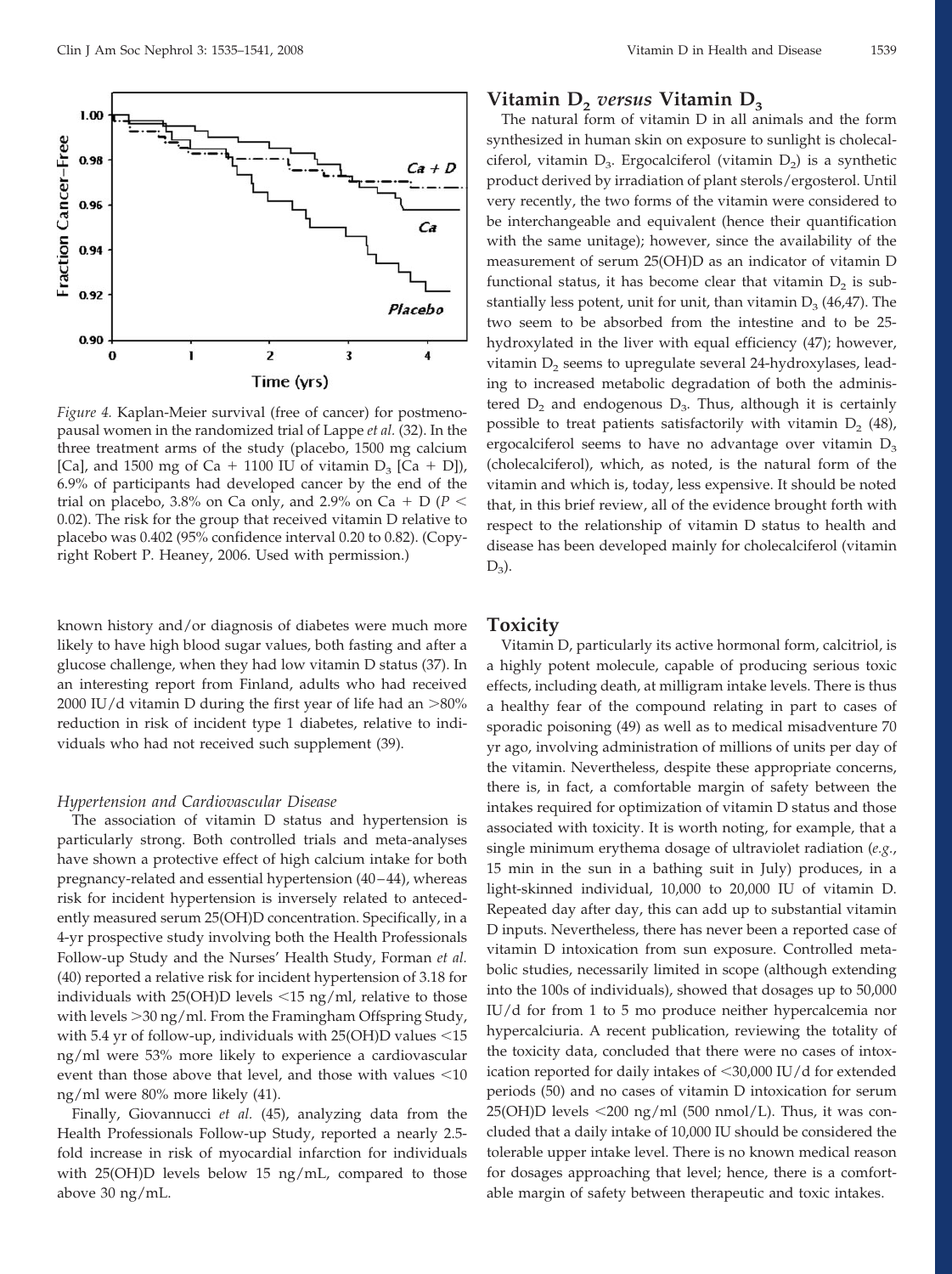*Figure 4.* Kaplan-Meier survival (free of cancer) for postmenopausal women in the randomized trial of Lappe *et al.* (32). In the three treatment arms of the study (placebo, 1500 mg calcium [Ca], and 1500 mg of Ca + 1100 IU of vitamin $D_3$ [Ca + D]), 6.9% of participants had developed cancer by the end of the trial on placebo, 3.8% on Ca only, and 2.9% on Ca + D ($P <$ 0.02). The risk for the group that received vitamin D relative to placebo was 0.402 (95% confidence interval 0.20 to 0.82). (Copyright Robert P. Heaney, 2006. Used with permission.)

known history and/or diagnosis of diabetes were much more likely to have high blood sugar values, both fasting and after a glucose challenge, when they had low vitamin D status (37). In an interesting report from Finland, adults who had received 2000 IU/d vitamin D during the first year of life had an >80% reduction in risk of incident type 1 diabetes, relative to individuals who had not received such supplement (39).

### *Hypertension and Cardiovascular Disease*

The association of vitamin D status and hypertension is particularly strong. Both controlled trials and meta-analyses have shown a protective effect of high calcium intake for both pregnancy-related and essential hypertension (40–44), whereas risk for incident hypertension is inversely related to antecedently measured serum 25(OH)D concentration. Specifically, in a 4-yr prospective study involving both the Health Professionals Follow-up Study and the Nurses' Health Study, Forman *et al.* (40) reported a relative risk for incident hypertension of 3.18 for individuals with 25(OH)D levels <15 ng/ml, relative to those with levels >30 ng/ml. From the Framingham Offspring Study, with 5.4 yr of follow-up, individuals with 25(OH)D values <15 ng/ml were 53% more likely to experience a cardiovascular event than those above that level, and those with values <10 ng/ml were 80% more likely (41).

Finally, Giovannucci *et al.* (45), analyzing data from the Health Professionals Follow-up Study, reported a nearly 2.5-fold increase in risk of myocardial infarction for individuals with 25(OH)D levels below 15 ng/mL, compared to those above 30 ng/mL.

## Vitamin $D_2$ *versus* Vitamin $D_3$

The natural form of vitamin D in all animals and the form synthesized in human skin on exposure to sunlight is cholecalciferol, vitamin $D_3$. Ergocalciferol (vitamin $D_2$) is a synthetic product derived by irradiation of plant sterols/ergosterol. Until very recently, the two forms of the vitamin were considered to be interchangeable and equivalent (hence their quantification with the same unitage); however, since the availability of the measurement of serum 25(OH)D as an indicator of vitamin D functional status, it has become clear that vitamin $D_2$ is substantially less potent, unit for unit, than vitamin $D_3$ (46,47). The two seem to be absorbed from the intestine and to be 25-hydroxylated in the liver with equal efficiency (47); however, vitamin $D_2$ seems to upregulate several 24-hydroxylases, leading to increased metabolic degradation of both the administered $D_2$ and endogenous $D_3$. Thus, although it is certainly possible to treat patients satisfactorily with vitamin $D_2$ (48), ergocalciferol seems to have no advantage over vitamin $D_3$ (cholecalciferol), which, as noted, is the natural form of the vitamin and which is, today, less expensive. It should be noted that, in this brief review, all of the evidence brought forth with respect to the relationship of vitamin D status to health and disease has been developed mainly for cholecalciferol (vitamin $D_3$).

## Toxicity

Vitamin D, particularly its active hormonal form, calcitriol, is a highly potent molecule, capable of producing serious toxic effects, including death, at milligram intake levels. There is thus a healthy fear of the compound relating in part to cases of sporadic poisoning (49) as well as to medical misadventure 70 yr ago, involving administration of millions of units per day of the vitamin. Nevertheless, despite these appropriate concerns, there is, in fact, a comfortable margin of safety between the intakes required for optimization of vitamin D status and those associated with toxicity. It is worth noting, for example, that a single minimum erythema dosage of ultraviolet radiation (*e.g.*, 15 min in the sun in a bathing suit in July) produces, in a light-skinned individual, 10,000 to 20,000 IU of vitamin D. Repeated day after day, this can add up to substantial vitamin D inputs. Nevertheless, there has never been a reported case of vitamin D intoxication from sun exposure. Controlled metabolic studies, necessarily limited in scope (although extending into the 100s of individuals), showed that dosages up to 50,000 IU/d for from 1 to 5 mo produce neither hypercalcemia nor hypercalciuria. A recent publication, reviewing the totality of the toxicity data, concluded that there were no cases of intoxication reported for daily intakes of <30,000 IU/d for extended periods (50) and no cases of vitamin D intoxication for serum 25(OH)D levels <200 ng/ml (500 nmol/L). Thus, it was concluded that a daily intake of 10,000 IU should be considered the tolerable upper intake level. There is no known medical reason for dosages approaching that level; hence, there is a comfortable margin of safety between therapeutic and toxic intakes.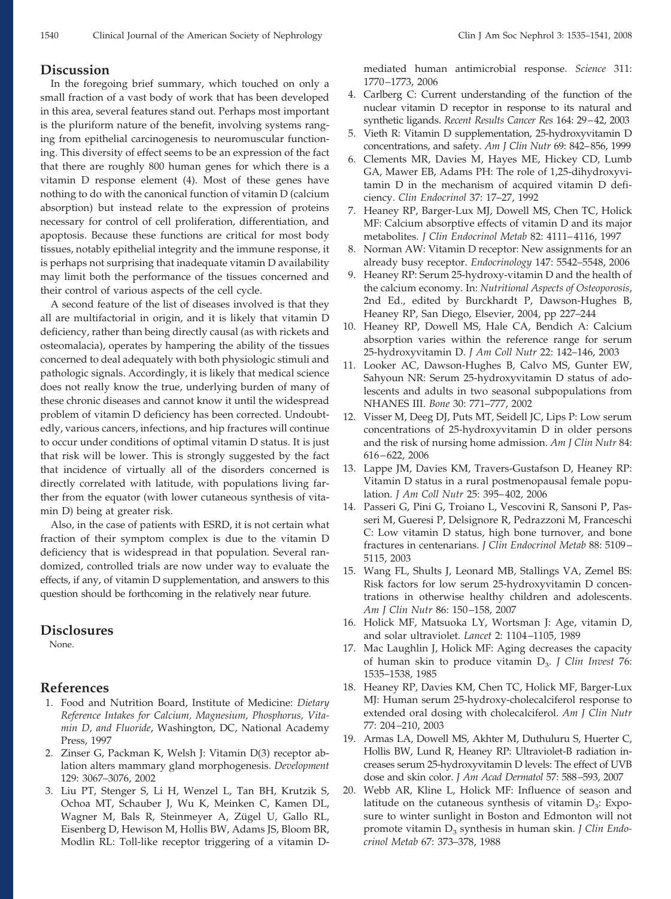## Discussion

In the foregoing brief summary, which touched on only a small fraction of a vast body of work that has been developed in this area, several features stand out. Perhaps most important is the pluriform nature of the benefit, involving systems ranging from epithelial carcinogenesis to neuromuscular functioning. This diversity of effect seems to be an expression of the fact that there are roughly 800 human genes for which there is a vitamin D response element (4). Most of these genes have nothing to do with the canonical function of vitamin D (calcium absorption) but instead relate to the expression of proteins necessary for control of cell proliferation, differentiation, and apoptosis. Because these functions are critical for most body tissues, notably epithelial integrity and the immune response, it is perhaps not surprising that inadequate vitamin D availability may limit both the performance of the tissues concerned and their control of various aspects of the cell cycle.

A second feature of the list of diseases involved is that they all are multifactorial in origin, and it is likely that vitamin D deficiency, rather than being directly causal (as with rickets and osteomalacia), operates by hampering the ability of the tissues concerned to deal adequately with both physiologic stimuli and pathologic signals. Accordingly, it is likely that medical science does not really know the true, underlying burden of many of these chronic diseases and cannot know it until the widespread problem of vitamin D deficiency has been corrected. Undoubtedly, various cancers, infections, and hip fractures will continue to occur under conditions of optimal vitamin D status. It is just that risk will be lower. This is strongly suggested by the fact that incidence of virtually all of the disorders concerned is directly correlated with latitude, with populations living farther from the equator (with lower cutaneous synthesis of vitamin D) being at greater risk.

Also, in the case of patients with ESRD, it is not certain what fraction of their symptom complex is due to the vitamin D deficiency that is widespread in that population. Several randomized, controlled trials are now under way to evaluate the effects, if any, of vitamin D supplementation, and answers to this question should be forthcoming in the relatively near future.

## Disclosures

None.

## References

1. Food and Nutrition Board, Institute of Medicine: *Dietary Reference Intakes for Calcium, Magnesium, Phosphorus, Vitamin D, and Fluoride*, Washington, DC, National Academy Press, 1997
2. Zinser G, Packman K, Welsh J: Vitamin D(3) receptor ablation alters mammary gland morphogenesis. *Development* 129: 3067–3076, 2002
3. Liu PT, Stenger S, Li H, Wenzel L, Tan BH, Krutzik S, Ochoa MT, Schauber J, Wu K, Meinken C, Kamen DL, Wagner M, Bals R, Steinmeyer A, Zügel U, Gallo RL, Eisenberg D, Hewison M, Hollis BW, Adams JS, Bloom BR, Modlin RL: Toll-like receptor triggering of a vitamin D-mediated human antimicrobial response. *Science* 311: 1770–1773, 2006
4. Carlberg C: Current understanding of the function of the nuclear vitamin D receptor in response to its natural and synthetic ligands. *Recent Results Cancer Res* 164: 29–42, 2003
5. Vieth R: Vitamin D supplementation, 25-hydroxyvitamin D concentrations, and safety. *Am J Clin Nutr* 69: 842–856, 1999
6. Clements MR, Davies M, Hayes ME, Hickey CD, Lumb GA, Mawer EB, Adams PH: The role of 1,25-dihydroxyvitamin D in the mechanism of acquired vitamin D deficiency. *Clin Endocrinol* 37: 17–27, 1992
7. Heaney RP, Barger-Lux MJ, Dowell MS, Chen TC, Holick MF: Calcium absorptive effects of vitamin D and its major metabolites. *J Clin Endocrinol Metab* 82: 4111–4116, 1997
8. Norman AW: Vitamin D receptor: New assignments for an already busy receptor. *Endocrinology* 147: 5542–5548, 2006
9. Heaney RP: Serum 25-hydroxy-vitamin D and the health of the calcium economy. In: *Nutritional Aspects of Osteoporosis*, 2nd Ed., edited by Burckhardt P, Dawson-Hughes B, Heaney RP, San Diego, Elsevier, 2004, pp 227–244
10. Heaney RP, Dowell MS, Hale CA, Bendich A: Calcium absorption varies within the reference range for serum 25-hydroxyvitamin D. *J Am Coll Nutr* 22: 142–146, 2003
11. Looker AC, Dawson-Hughes B, Calvo MS, Gunter EW, Sahyoun NR: Serum 25-hydroxyvitamin D status of adolescents and adults in two seasonal subpopulations from NHANES III. *Bone* 30: 771–777, 2002
12. Visser M, Deeg DJ, Puts MT, Seidell JC, Lips P: Low serum concentrations of 25-hydroxyvitamin D in older persons and the risk of nursing home admission. *Am J Clin Nutr* 84: 616–622, 2006
13. Lappe JM, Davies KM, Travers-Gustafson D, Heaney RP: Vitamin D status in a rural postmenopausal female population. *J Am Coll Nutr* 25: 395–402, 2006
14. Passeri G, Pini G, Troiano L, Vescovini R, Sansoni P, Passeri M, Gueresi P, Delsignore R, Pedrazzoni M, Franceschi C: Low vitamin D status, high bone turnover, and bone fractures in centenarians. *J Clin Endocrinol Metab* 88: 5109–5115, 2003
15. Wang FL, Shults J, Leonard MB, Stallings VA, Zemel BS: Risk factors for low serum 25-hydroxyvitamin D concentrations in otherwise healthy children and adolescents. *Am J Clin Nutr* 86: 150–158, 2007
16. Holick MF, Matsuoka LY, Wortsman J: Age, vitamin D, and solar ultraviolet. *Lancet* 2: 1104–1105, 1989
17. Mac Laughlin J, Holick MF: Aging decreases the capacity of human skin to produce vitamin $D_3$. *J Clin Invest* 76: 1535–1538, 1985
18. Heaney RP, Davies KM, Chen TC, Holick MF, Barger-Lux MJ: Human serum 25-hydroxy-cholecalciferol response to extended oral dosing with cholecalciferol. *Am J Clin Nutr* 77: 204–210, 2003
19. Armas LA, Dowell MS, Akhter M, Duthuluru S, Huerter C, Hollis BW, Lund R, Heaney RP: Ultraviolet-B radiation increases serum 25-hydroxyvitamin D levels: The effect of UVB dose and skin color. *J Am Acad Dermatol* 57: 588–593, 2007
20. Webb AR, Kline L, Holick MF: Influence of season and latitude on the cutaneous synthesis of vitamin $D_3$: Exposure to winter sunlight in Boston and Edmonton will not promote vitamin $D_3$ synthesis in human skin. *J Clin Endocrinol Metab* 67: 373–378, 1988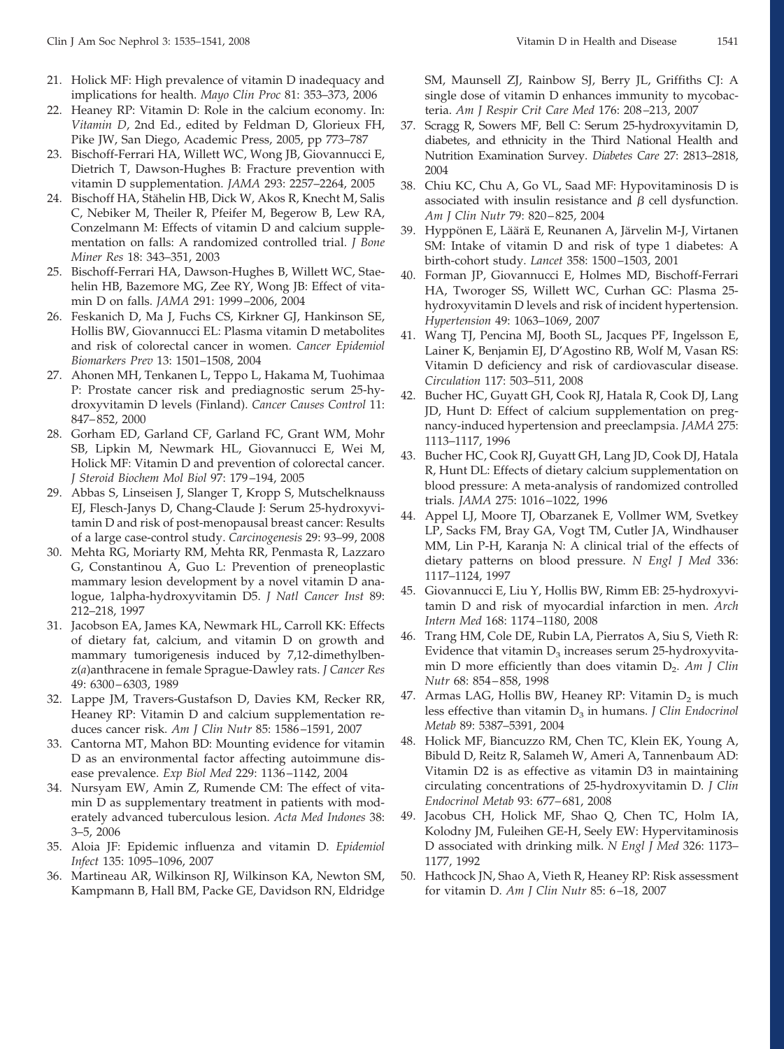21. Holick MF: High prevalence of vitamin D inadequacy and implications for health. *Mayo Clin Proc* 81: 353–373, 2006
22. Heaney RP: Vitamin D: Role in the calcium economy. In: *Vitamin D*, 2nd Ed., edited by Feldman D, Glorieux FH, Pike JW, San Diego, Academic Press, 2005, pp 773–787
23. Bischoff-Ferrari HA, Willett WC, Wong JB, Giovannucci E, Dietrich T, Dawson-Hughes B: Fracture prevention with vitamin D supplementation. *JAMA* 293: 2257–2264, 2005
24. Bischoff HA, Stähelin HB, Dick W, Akos R, Knecht M, Salis C, Nebiker M, Theiler R, Pfeifer M, Begerow B, Lew RA, Conzelmann M: Effects of vitamin D and calcium supplementation on falls: A randomized controlled trial. *J Bone Miner Res* 18: 343–351, 2003
25. Bischoff-Ferrari HA, Dawson-Hughes B, Willett WC, Staehelin HB, Bazemore MG, Zee RY, Wong JB: Effect of vitamin D on falls. *JAMA* 291: 1999–2006, 2004
26. Feskanich D, Ma J, Fuchs CS, Kirkner GJ, Hankinson SE, Hollis BW, Giovannucci EL: Plasma vitamin D metabolites and risk of colorectal cancer in women. *Cancer Epidemiol Biomarkers Prev* 13: 1501–1508, 2004
27. Ahonen MH, Tenkanen L, Teppo L, Hakama M, Tuohimaa P: Prostate cancer risk and prediagnostic serum 25-hydroxyvitamin D levels (Finland). *Cancer Causes Control* 11: 847–852, 2000
28. Gorham ED, Garland CF, Garland FC, Grant WM, Mohr SB, Lipkin M, Newmark HL, Giovannucci E, Wei M, Holick MF: Vitamin D and prevention of colorectal cancer. *J Steroid Biochem Mol Biol* 97: 179–194, 2005
29. Abbas S, Linseisen J, Slanger T, Kropp S, Mutschelknauss EJ, Flesch-Janys D, Chang-Claude J: Serum 25-hydroxyvitamin D and risk of post-menopausal breast cancer: Results of a large case-control study. *Carcinogenesis* 29: 93–99, 2008
30. Mehta RG, Moriarty RM, Mehta RR, Penmasta R, Lazzaro G, Constantinou A, Guo L: Prevention of preneoplastic mammary lesion development by a novel vitamin D analogue, 1alpha-hydroxyvitamin D5. *J Natl Cancer Inst* 89: 212–218, 1997
31. Jacobson EA, James KA, Newmark HL, Carroll KK: Effects of dietary fat, calcium, and vitamin D on growth and mammary tumorigenesis induced by 7,12-dimethylbenz(*a*)anthracene in female Sprague-Dawley rats. *J Cancer Res* 49: 6300–6303, 1989
32. Lappe JM, Travers-Gustafson D, Davies KM, Recker RR, Heaney RP: Vitamin D and calcium supplementation reduces cancer risk. *Am J Clin Nutr* 85: 1586–1591, 2007
33. Cantorna MT, Mahon BD: Mounting evidence for vitamin D as an environmental factor affecting autoimmune disease prevalence. *Exp Biol Med* 229: 1136–1142, 2004
34. Nursyam EW, Amin Z, Rumende CM: The effect of vitamin D as supplementary treatment in patients with moderately advanced tuberculous lesion. *Acta Med Indones* 38: 3–5, 2006
35. Aloia JF: Epidemic influenza and vitamin D. *Epidemiol Infect* 135: 1095–1096, 2007
36. Martineau AR, Wilkinson RJ, Wilkinson KA, Newton SM, Kampmann B, Hall BM, Packe GE, Davidson RN, Eldridge SM, Maunsell ZJ, Rainbow SJ, Berry JL, Griffiths CJ: A single dose of vitamin D enhances immunity to mycobacteria. *Am J Respir Crit Care Med* 176: 208–213, 2007
37. Scragg R, Sowers MF, Bell C: Serum 25-hydroxyvitamin D, diabetes, and ethnicity in the Third National Health and Nutrition Examination Survey. *Diabetes Care* 27: 2813–2818, 2004
38. Chiu KC, Chu A, Go VL, Saad MF: Hypovitaminosis D is associated with insulin resistance and $\beta$ cell dysfunction. *Am J Clin Nutr* 79: 820–825, 2004
39. Hyppönen E, Läärä E, Reunanen A, Järvelin M-J, Virtanen SM: Intake of vitamin D and risk of type 1 diabetes: A birth-cohort study. *Lancet* 358: 1500–1503, 2001
40. Forman JP, Giovannucci E, Holmes MD, Bischoff-Ferrari HA, Tworoger SS, Willett WC, Curhan GC: Plasma 25-hydroxyvitamin D levels and risk of incident hypertension. *Hypertension* 49: 1063–1069, 2007
41. Wang TJ, Pencina MJ, Booth SL, Jacques PF, Ingelsson E, Lainer K, Benjamin EJ, D'Agostino RB, Wolf M, Vasan RS: Vitamin D deficiency and risk of cardiovascular disease. *Circulation* 117: 503–511, 2008
42. Bucher HC, Guyatt GH, Cook RJ, Hatala R, Cook DJ, Lang JD, Hunt D: Effect of calcium supplementation on pregnancy-induced hypertension and preeclampsia. *JAMA* 275: 1113–1117, 1996
43. Bucher HC, Cook RJ, Guyatt GH, Lang JD, Cook DJ, Hatala R, Hunt DL: Effects of dietary calcium supplementation on blood pressure: A meta-analysis of randomized controlled trials. *JAMA* 275: 1016–1022, 1996
44. Appel LJ, Moore TJ, Obarzanek E, Vollmer WM, Svetkey LP, Sacks FM, Bray GA, Vogt TM, Cutler JA, Windhauser MM, Lin P-H, Karanja N: A clinical trial of the effects of dietary patterns on blood pressure. *N Engl J Med* 336: 1117–1124, 1997
45. Giovannucci E, Liu Y, Hollis BW, Rimm EB: 25-hydroxyvitamin D and risk of myocardial infarction in men. *Arch Intern Med* 168: 1174–1180, 2008
46. Trang HM, Cole DE, Rubin LA, Pierratos A, Siu S, Vieth R: Evidence that vitamin $D_3$ increases serum 25-hydroxyvitamin D more efficiently than does vitamin $D_2$. *Am J Clin Nutr* 68: 854–858, 1998
47. Armas LAG, Hollis BW, Heaney RP: Vitamin $D_2$ is much less effective than vitamin $D_3$ in humans. *J Clin Endocrinol Metab* 89: 5387–5391, 2004
48. Holick MF, Biancuzzo RM, Chen TC, Klein EK, Young A, Bibuld D, Reitz R, Salameh W, Ameri A, Tannenbaum AD: Vitamin D2 is as effective as vitamin D3 in maintaining circulating concentrations of 25-hydroxyvitamin D. *J Clin Endocrinol Metab* 93: 677–681, 2008
49. Jacobus CH, Holick MF, Shao Q, Chen TC, Holm IA, Kolodny JM, Fuleihen GE-H, Seely EW: Hypervitaminosis D associated with drinking milk. *N Engl J Med* 326: 1173–1177, 1992
50. Hathcock JN, Shao A, Vieth R, Heaney RP: Risk assessment for vitamin D. *Am J Clin Nutr* 85: 6–18, 2007